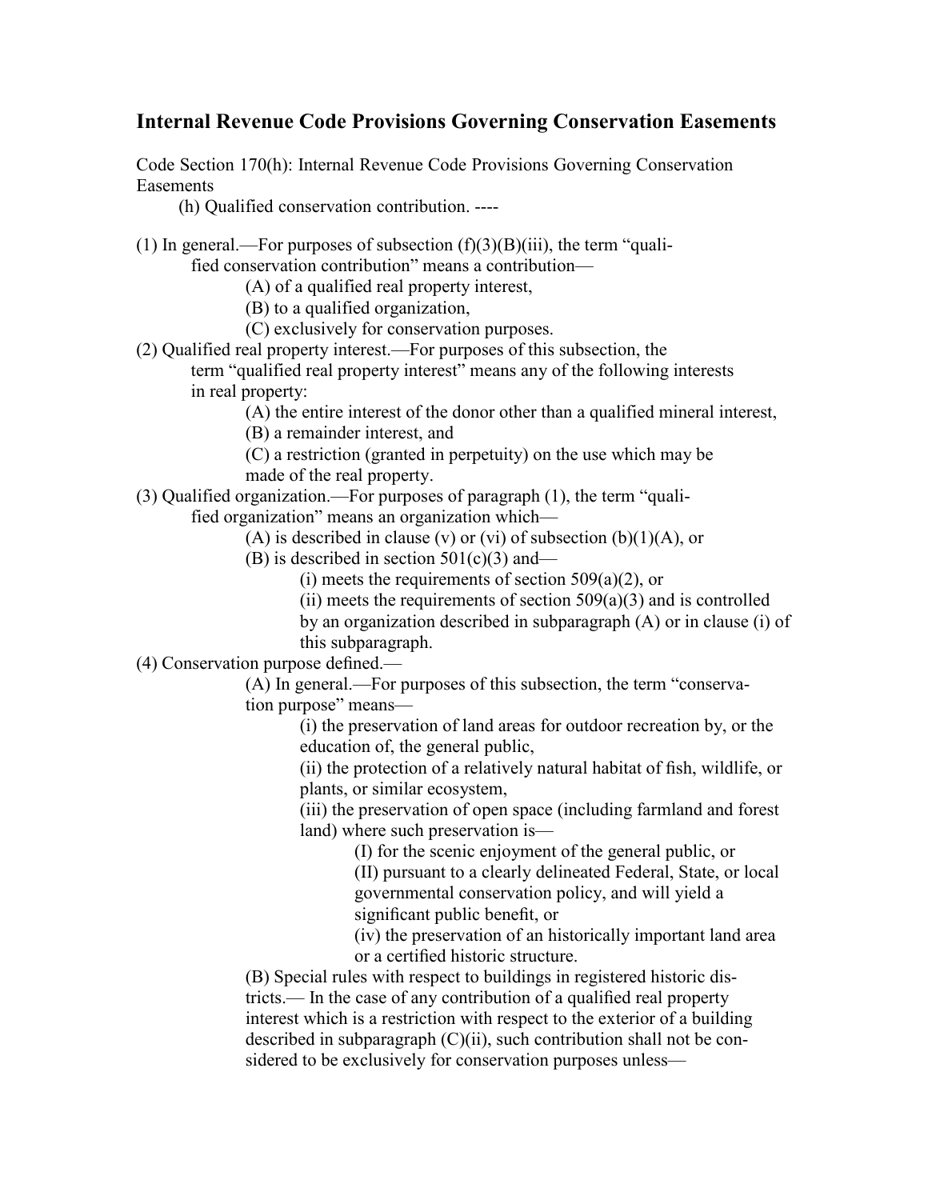## Internal Revenue Code Provisions Governing Conservation Easements

Code Section 170(h): Internal Revenue Code Provisions Governing Conservation Easements

(h) Qualified conservation contribution. ----

(1) In general.—For purposes of subsection (f)(3)(B)(iii), the term "qualified conservation contribution" means a contribution—

- (A) of a qualified real property interest,
- (B) to a qualified organization,
- (C) exclusively for conservation purposes.

(2) Qualified real property interest.—For purposes of this subsection, the term "qualified real property interest" means any of the following interests in real property:

- (A) the entire interest of the donor other than a qualified mineral interest,
- (B) a remainder interest, and
- (C) a restriction (granted in perpetuity) on the use which may be made of the real property.

(3) Qualified organization.—For purposes of paragraph (1), the term "qualified organization" means an organization which—

- (A) is described in clause (v) or (vi) of subsection (b)(1)(A), or
- (B) is described in section 501(c)(3) and—
  - (i) meets the requirements of section 509(a)(2), or
  - (ii) meets the requirements of section 509(a)(3) and is controlled by an organization described in subparagraph (A) or in clause (i) of this subparagraph.

(4) Conservation purpose defined.—

- (A) In general.—For purposes of this subsection, the term "conservation purpose" means—
  - (i) the preservation of land areas for outdoor recreation by, or the education of, the general public,
  - (ii) the protection of a relatively natural habitat of fish, wildlife, or plants, or similar ecosystem,
  - (iii) the preservation of open space (including farmland and forest land) where such preservation is—
    - (I) for the scenic enjoyment of the general public, or
    - (II) pursuant to a clearly delineated Federal, State, or local governmental conservation policy, and will yield a significant public benefit, or
    - (iv) the preservation of an historically important land area or a certified historic structure.
- (B) Special rules with respect to buildings in registered historic districts.— In the case of any contribution of a qualified real property interest which is a restriction with respect to the exterior of a building described in subparagraph (C)(ii), such contribution shall not be considered to be exclusively for conservation purposes unless—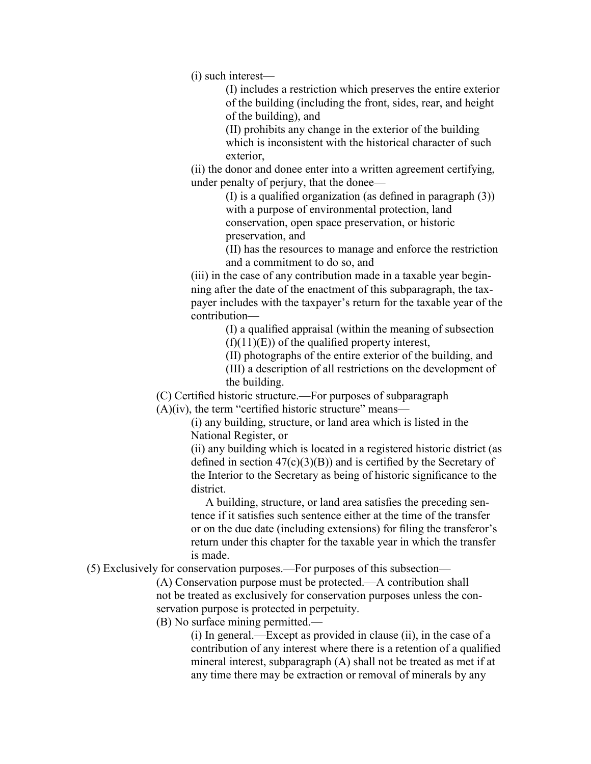(i) such interest—

(I) includes a restriction which preserves the entire exterior of the building (including the front, sides, rear, and height of the building), and

(II) prohibits any change in the exterior of the building which is inconsistent with the historical character of such exterior,

(ii) the donor and donee enter into a written agreement certifying, under penalty of perjury, that the donee—

(I) is a qualified organization (as defined in paragraph (3)) with a purpose of environmental protection, land conservation, open space preservation, or historic preservation, and

(II) has the resources to manage and enforce the restriction and a commitment to do so, and

(iii) in the case of any contribution made in a taxable year beginning after the date of the enactment of this subparagraph, the taxpayer includes with the taxpayer's return for the taxable year of the contribution—

(I) a qualified appraisal (within the meaning of subsection (f)(11)(E)) of the qualified property interest,

(II) photographs of the entire exterior of the building, and

(III) a description of all restrictions on the development of the building.

(C) Certified historic structure.—For purposes of subparagraph (A)(iv), the term "certified historic structure" means—

(i) any building, structure, or land area which is listed in the National Register, or

(ii) any building which is located in a registered historic district (as defined in section 47(c)(3)(B)) and is certified by the Secretary of the Interior to the Secretary as being of historic significance to the district.

A building, structure, or land area satisfies the preceding sentence if it satisfies such sentence either at the time of the transfer or on the due date (including extensions) for filing the transferor's return under this chapter for the taxable year in which the transfer is made.

(5) Exclusively for conservation purposes.—For purposes of this subsection—

(A) Conservation purpose must be protected.—A contribution shall not be treated as exclusively for conservation purposes unless the conservation purpose is protected in perpetuity.

(B) No surface mining permitted.—

(i) In general.—Except as provided in clause (ii), in the case of a contribution of any interest where there is a retention of a qualified mineral interest, subparagraph (A) shall not be treated as met if at any time there may be extraction or removal of minerals by any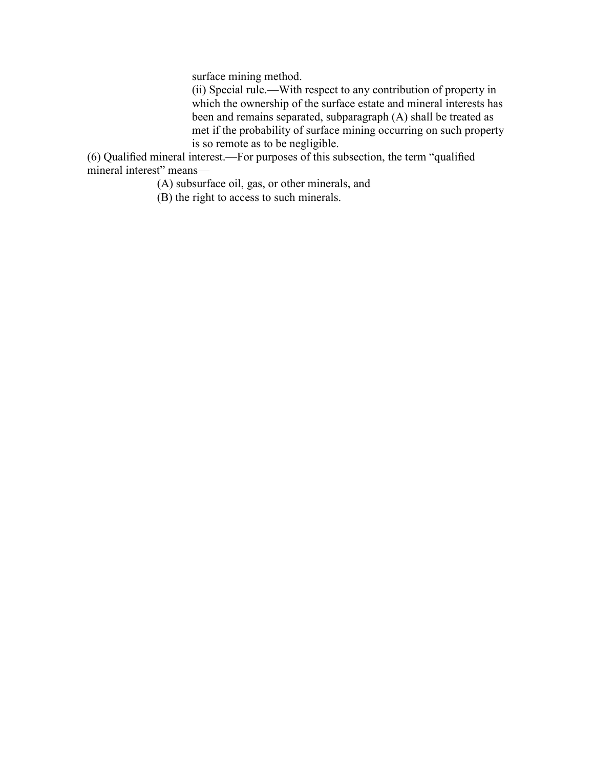surface mining method.

(ii) Special rule.—With respect to any contribution of property in which the ownership of the surface estate and mineral interests has been and remains separated, subparagraph (A) shall be treated as met if the probability of surface mining occurring on such property is so remote as to be negligible.

(6) Qualified mineral interest.—For purposes of this subsection, the term "qualified mineral interest" means—

(A) subsurface oil, gas, or other minerals, and

(B) the right to access to such minerals.